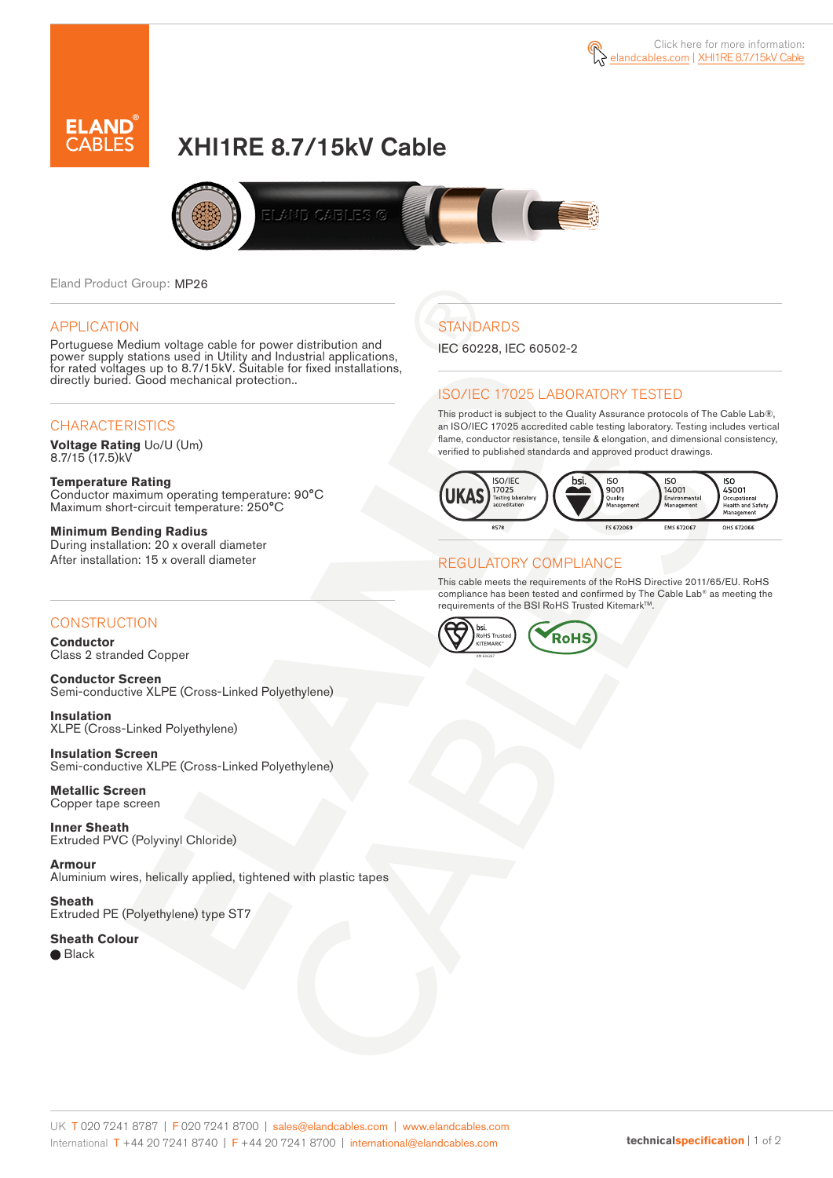Click here for more information: elandcables.com | XHI1RE 8.7/15kV Cable

# XHI1RE 8.7/15kV Cable

Eland Product Group: MP26

## APPLICATION

Portuguese Medium voltage cable for power distribution and power supply stations used in Utility and Industrial applications, for rated voltages up to 8.7/15kV. Suitable for fixed installations, directly buried. Good mechanical protection..

## CHARACTERISTICS

**Voltage Rating** Uo/U (Um)
8.7/15 (17.5)kV

**Temperature Rating**
Conductor maximum operating temperature: 90°C
Maximum short-circuit temperature: 250°C

**Minimum Bending Radius**
During installation: 20 x overall diameter
After installation: 15 x overall diameter

## CONSTRUCTION

**Conductor**
Class 2 stranded Copper

**Conductor Screen**
Semi-conductive XLPE (Cross-Linked Polyethylene)

**Insulation**
XLPE (Cross-Linked Polyethylene)

**Insulation Screen**
Semi-conductive XLPE (Cross-Linked Polyethylene)

**Metallic Screen**
Copper tape screen

**Inner Sheath**
Extruded PVC (Polyvinyl Chloride)

**Armour**
Aluminium wires, helically applied, tightened with plastic tapes

**Sheath**
Extruded PE (Polyethylene) type ST7

**Sheath Colour**
● Black

## STANDARDS

IEC 60228, IEC 60502-2

## ISO/IEC 17025 LABORATORY TESTED

This product is subject to the Quality Assurance protocols of The Cable Lab®, an ISO/IEC 17025 accredited cable testing laboratory. Testing includes vertical flame, conductor resistance, tensile & elongation, and dimensional consistency, verified to published standards and approved product drawings.

UKAS ISO/IEC 17025 Testing laboratory accreditation 8578 | bsi. ISO 9001 Quality Management FS 672069 | ISO 14001 Environmental Management EMS 672067 | ISO 45001 Occupational Health and Safety Management OHS 672066

## REGULATORY COMPLIANCE

This cable meets the requirements of the RoHS Directive 2011/65/EU. RoHS compliance has been tested and confirmed by The Cable Lab® as meeting the requirements of the BSI RoHS Trusted Kitemark™.

bsi. RoHS Trusted KITEMARK™ | RoHS

UK T 020 7241 8787 | F 020 7241 8700 | sales@elandcables.com | www.elandcables.com
International T +44 20 7241 8740 | F +44 20 7241 8700 | international@elandcables.com

technicalspecification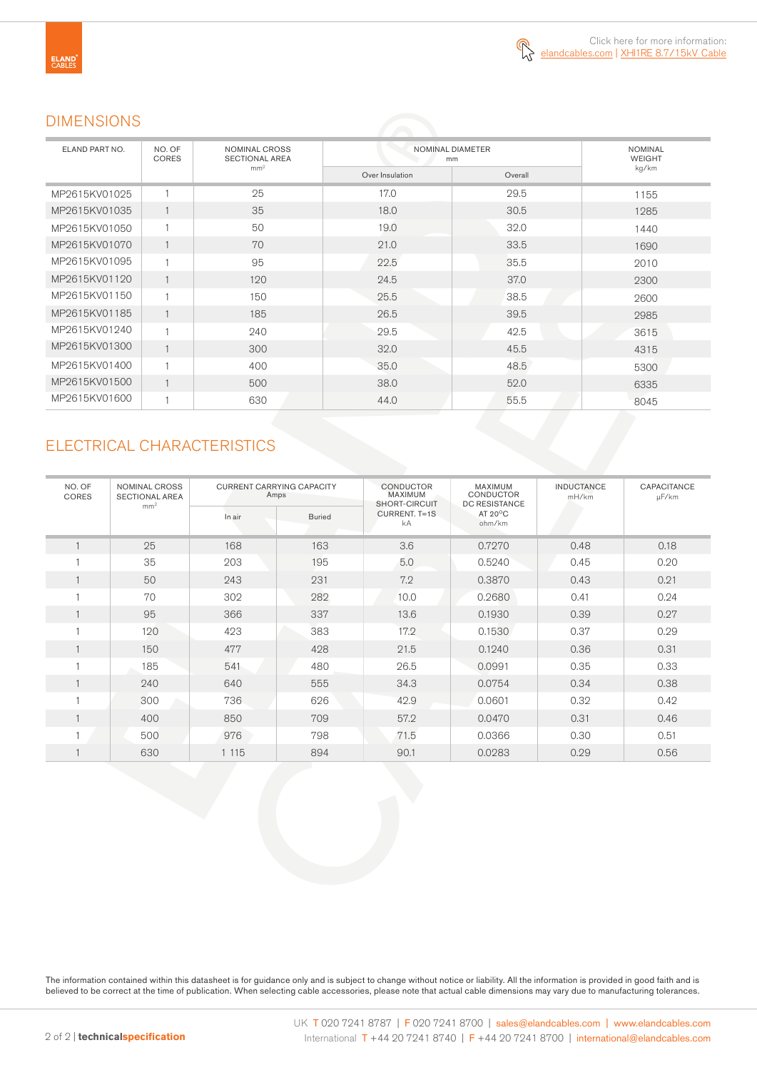Click here for more information: elandcables.com | XHI1RE 8.7/15kV Cable

## DIMENSIONS

| ELAND PART NO. | NO. OF CORES | NOMINAL CROSS SECTIONAL AREA mm² | NOMINAL DIAMETER mm | | NOMINAL WEIGHT kg/km |
|---|---|---|---|---|---|
| | | | Over Insulation | Overall | |
| MP2615KV01025 | 1 | 25 | 17.0 | 29.5 | 1155 |
| MP2615KV01035 | 1 | 35 | 18.0 | 30.5 | 1285 |
| MP2615KV01050 | 1 | 50 | 19.0 | 32.0 | 1440 |
| MP2615KV01070 | 1 | 70 | 21.0 | 33.5 | 1690 |
| MP2615KV01095 | 1 | 95 | 22.5 | 35.5 | 2010 |
| MP2615KV01120 | 1 | 120 | 24.5 | 37.0 | 2300 |
| MP2615KV01150 | 1 | 150 | 25.5 | 38.5 | 2600 |
| MP2615KV01185 | 1 | 185 | 26.5 | 39.5 | 2985 |
| MP2615KV01240 | 1 | 240 | 29.5 | 42.5 | 3615 |
| MP2615KV01300 | 1 | 300 | 32.0 | 45.5 | 4315 |
| MP2615KV01400 | 1 | 400 | 35.0 | 48.5 | 5300 |
| MP2615KV01500 | 1 | 500 | 38.0 | 52.0 | 6335 |
| MP2615KV01600 | 1 | 630 | 44.0 | 55.5 | 8045 |

## ELECTRICAL CHARACTERISTICS

| NO. OF CORES | NOMINAL CROSS SECTIONAL AREA mm² | CURRENT CARRYING CAPACITY Amps | | CONDUCTOR MAXIMUM SHORT-CIRCUIT CURRENT. T=1S kA | MAXIMUM CONDUCTOR DC RESISTANCE AT 20°C ohm/km | INDUCTANCE mH/km | CAPACITANCE µF/km |
|---|---|---|---|---|---|---|---|
| | | In air | Buried | | | | |
| 1 | 25 | 168 | 163 | 3.6 | 0.7270 | 0.48 | 0.18 |
| 1 | 35 | 203 | 195 | 5.0 | 0.5240 | 0.45 | 0.20 |
| 1 | 50 | 243 | 231 | 7.2 | 0.3870 | 0.43 | 0.21 |
| 1 | 70 | 302 | 282 | 10.0 | 0.2680 | 0.41 | 0.24 |
| 1 | 95 | 366 | 337 | 13.6 | 0.1930 | 0.39 | 0.27 |
| 1 | 120 | 423 | 383 | 17.2 | 0.1530 | 0.37 | 0.29 |
| 1 | 150 | 477 | 428 | 21.5 | 0.1240 | 0.36 | 0.31 |
| 1 | 185 | 541 | 480 | 26.5 | 0.0991 | 0.35 | 0.33 |
| 1 | 240 | 640 | 555 | 34.3 | 0.0754 | 0.34 | 0.38 |
| 1 | 300 | 736 | 626 | 42.9 | 0.0601 | 0.32 | 0.42 |
| 1 | 400 | 850 | 709 | 57.2 | 0.0470 | 0.31 | 0.46 |
| 1 | 500 | 976 | 798 | 71.5 | 0.0366 | 0.30 | 0.51 |
| 1 | 630 | 1 115 | 894 | 90.1 | 0.0283 | 0.29 | 0.56 |

The information contained within this datasheet is for guidance only and is subject to change without notice or liability. All the information is provided in good faith and is believed to be correct at the time of publication. When selecting cable accessories, please note that actual cable dimensions may vary due to manufacturing tolerances.

UK T 020 7241 8787 | F 020 7241 8700 | sales@elandcables.com | www.elandcables.com
International T +44 20 7241 8740 | F +44 20 7241 8700 | international@elandcables.com